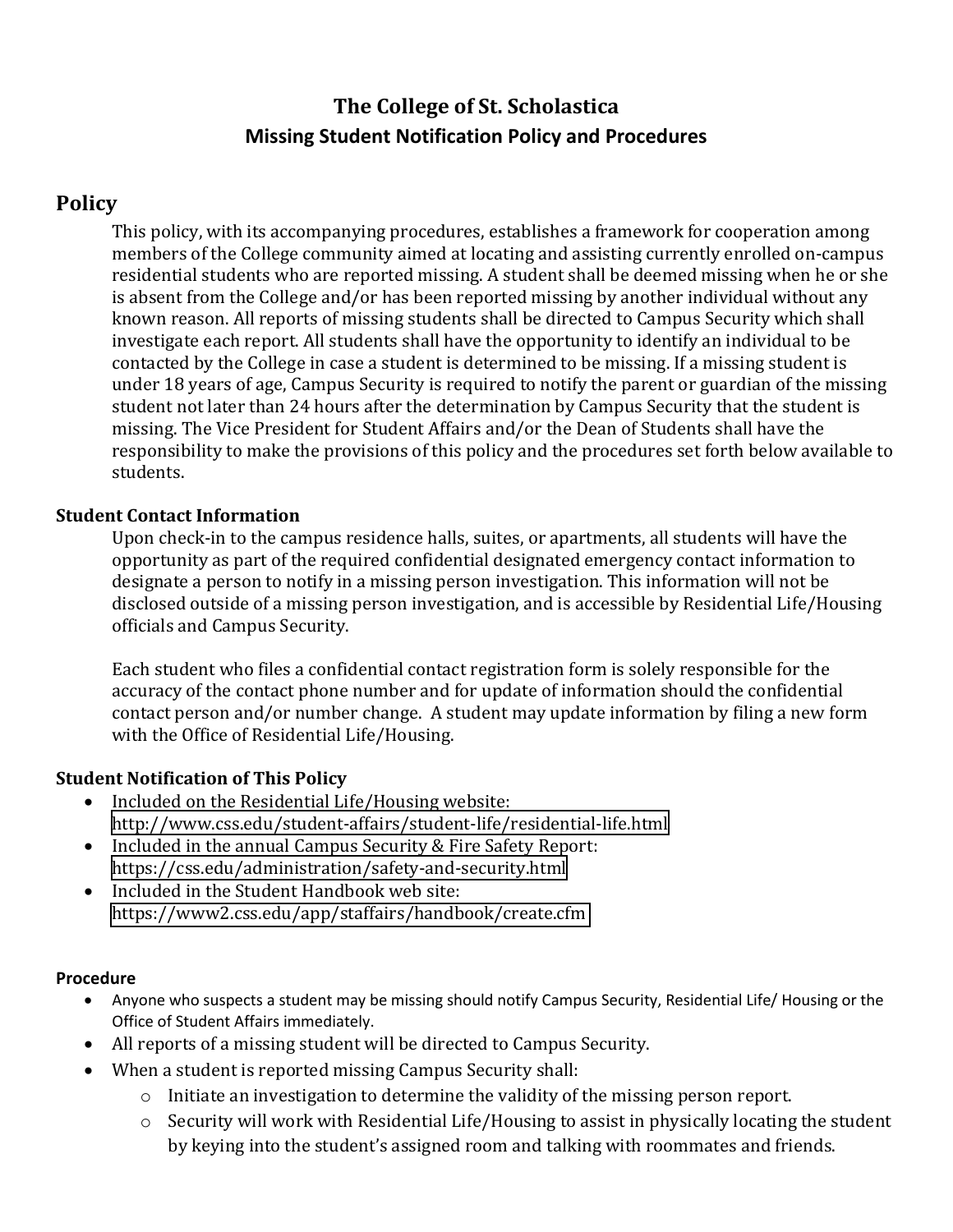# The College of St. Scholastica
## Missing Student Notification Policy and Procedures

## Policy

This policy, with its accompanying procedures, establishes a framework for cooperation among members of the College community aimed at locating and assisting currently enrolled on-campus residential students who are reported missing. A student shall be deemed missing when he or she is absent from the College and/or has been reported missing by another individual without any known reason. All reports of missing students shall be directed to Campus Security which shall investigate each report. All students shall have the opportunity to identify an individual to be contacted by the College in case a student is determined to be missing. If a missing student is under 18 years of age, Campus Security is required to notify the parent or guardian of the missing student not later than 24 hours after the determination by Campus Security that the student is missing. The Vice President for Student Affairs and/or the Dean of Students shall have the responsibility to make the provisions of this policy and the procedures set forth below available to students.

### Student Contact Information

Upon check-in to the campus residence halls, suites, or apartments, all students will have the opportunity as part of the required confidential designated emergency contact information to designate a person to notify in a missing person investigation. This information will not be disclosed outside of a missing person investigation, and is accessible by Residential Life/Housing officials and Campus Security.

Each student who files a confidential contact registration form is solely responsible for the accuracy of the contact phone number and for update of information should the confidential contact person and/or number change. A student may update information by filing a new form with the Office of Residential Life/Housing.

### Student Notification of This Policy

- Included on the Residential Life/Housing website: http://www.css.edu/student-affairs/student-life/residential-life.html
- Included in the annual Campus Security & Fire Safety Report: https://css.edu/administration/safety-and-security.html
- Included in the Student Handbook web site: https://www2.css.edu/app/staffairs/handbook/create.cfm

### Procedure

- Anyone who suspects a student may be missing should notify Campus Security, Residential Life/ Housing or the Office of Student Affairs immediately.
- All reports of a missing student will be directed to Campus Security.
- When a student is reported missing Campus Security shall:
  - Initiate an investigation to determine the validity of the missing person report.
  - Security will work with Residential Life/Housing to assist in physically locating the student by keying into the student's assigned room and talking with roommates and friends.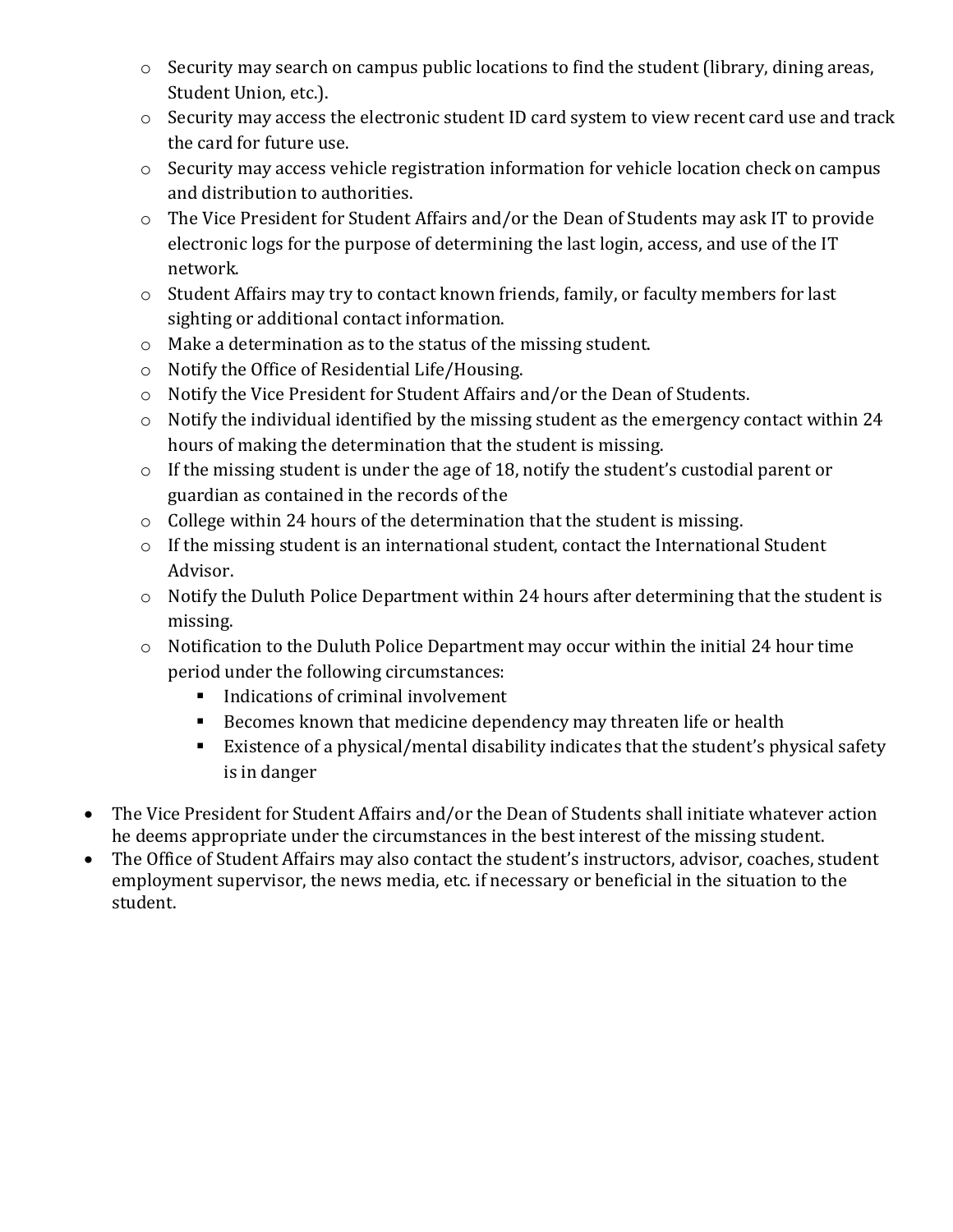- Security may search on campus public locations to find the student (library, dining areas, Student Union, etc.).
  - Security may access the electronic student ID card system to view recent card use and track the card for future use.
  - Security may access vehicle registration information for vehicle location check on campus and distribution to authorities.
  - The Vice President for Student Affairs and/or the Dean of Students may ask IT to provide electronic logs for the purpose of determining the last login, access, and use of the IT network.
  - Student Affairs may try to contact known friends, family, or faculty members for last sighting or additional contact information.
  - Make a determination as to the status of the missing student.
  - Notify the Office of Residential Life/Housing.
  - Notify the Vice President for Student Affairs and/or the Dean of Students.
  - Notify the individual identified by the missing student as the emergency contact within 24 hours of making the determination that the student is missing.
  - If the missing student is under the age of 18, notify the student's custodial parent or guardian as contained in the records of the
  - College within 24 hours of the determination that the student is missing.
  - If the missing student is an international student, contact the International Student Advisor.
  - Notify the Duluth Police Department within 24 hours after determining that the student is missing.
  - Notification to the Duluth Police Department may occur within the initial 24 hour time period under the following circumstances:
    - Indications of criminal involvement
    - Becomes known that medicine dependency may threaten life or health
    - Existence of a physical/mental disability indicates that the student's physical safety is in danger

- The Vice President for Student Affairs and/or the Dean of Students shall initiate whatever action he deems appropriate under the circumstances in the best interest of the missing student.
- The Office of Student Affairs may also contact the student's instructors, advisor, coaches, student employment supervisor, the news media, etc. if necessary or beneficial in the situation to the student.